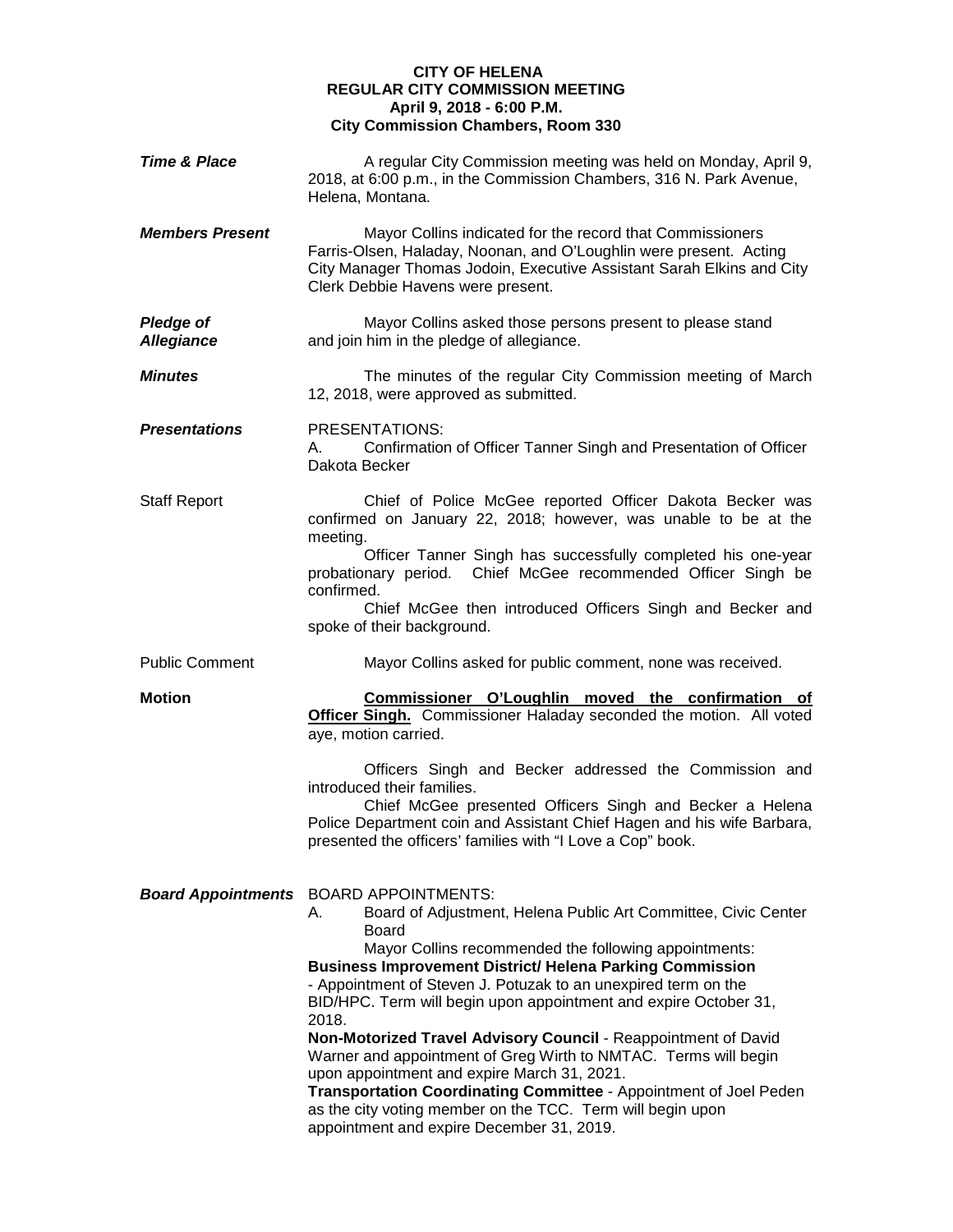**CITY OF HELENA**
**REGULAR CITY COMMISSION MEETING**
**April 9, 2018 - 6:00 P.M.**
**City Commission Chambers, Room 330**

***Time & Place***

A regular City Commission meeting was held on Monday, April 9, 2018, at 6:00 p.m., in the Commission Chambers, 316 N. Park Avenue, Helena, Montana.

***Members Present***

Mayor Collins indicated for the record that Commissioners Farris-Olsen, Haladay, Noonan, and O'Loughlin were present. Acting City Manager Thomas Jodoin, Executive Assistant Sarah Elkins and City Clerk Debbie Havens were present.

***Pledge of Allegiance***

Mayor Collins asked those persons present to please stand and join him in the pledge of allegiance.

***Minutes***

The minutes of the regular City Commission meeting of March 12, 2018, were approved as submitted.

***Presentations***

PRESENTATIONS:
A. Confirmation of Officer Tanner Singh and Presentation of Officer Dakota Becker

Staff Report

Chief of Police McGee reported Officer Dakota Becker was confirmed on January 22, 2018; however, was unable to be at the meeting.

Officer Tanner Singh has successfully completed his one-year probationary period. Chief McGee recommended Officer Singh be confirmed.

Chief McGee then introduced Officers Singh and Becker and spoke of their background.

Public Comment

Mayor Collins asked for public comment, none was received.

**Motion**

**Commissioner O'Loughlin moved the confirmation of Officer Singh.** Commissioner Haladay seconded the motion. All voted aye, motion carried.

Officers Singh and Becker addressed the Commission and introduced their families.

Chief McGee presented Officers Singh and Becker a Helena Police Department coin and Assistant Chief Hagen and his wife Barbara, presented the officers' families with "I Love a Cop" book.

***Board Appointments***

BOARD APPOINTMENTS:
A. Board of Adjustment, Helena Public Art Committee, Civic Center Board

Mayor Collins recommended the following appointments:

**Business Improvement District/ Helena Parking Commission** - Appointment of Steven J. Potuzak to an unexpired term on the BID/HPC. Term will begin upon appointment and expire October 31, 2018.

**Non-Motorized Travel Advisory Council** - Reappointment of David Warner and appointment of Greg Wirth to NMTAC. Terms will begin upon appointment and expire March 31, 2021.

**Transportation Coordinating Committee** - Appointment of Joel Peden as the city voting member on the TCC. Term will begin upon appointment and expire December 31, 2019.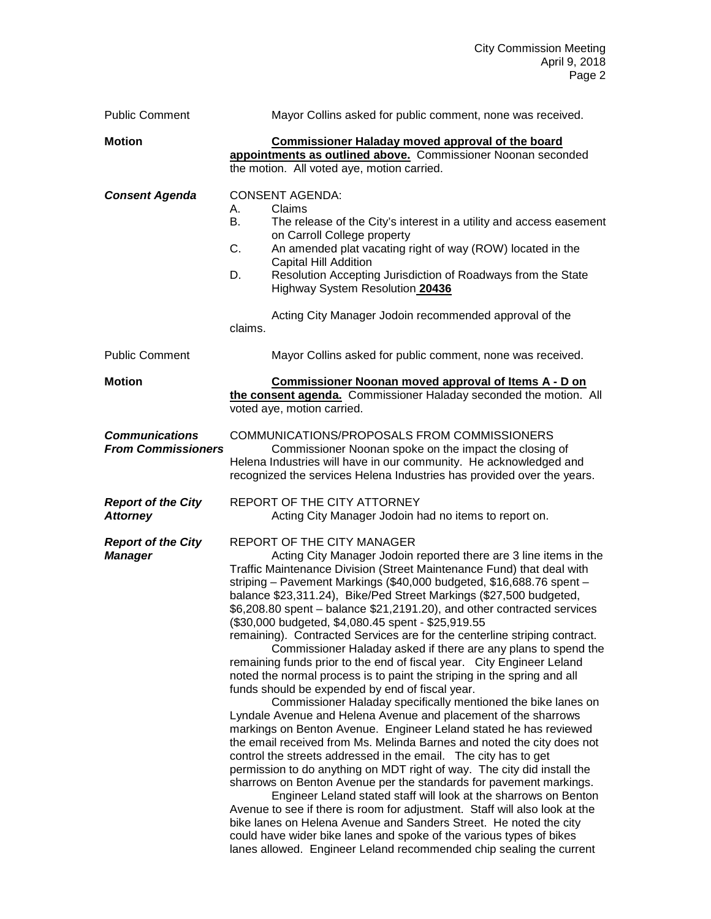Public Comment — Mayor Collins asked for public comment, none was received.

**Motion** — **Commissioner Haladay moved approval of the board appointments as outlined above.** Commissioner Noonan seconded the motion. All voted aye, motion carried.

***Consent Agenda***

CONSENT AGENDA:

A. Claims
B. The release of the City's interest in a utility and access easement on Carroll College property
C. An amended plat vacating right of way (ROW) located in the Capital Hill Addition
D. Resolution Accepting Jurisdiction of Roadways from the State Highway System Resolution **20436**

Acting City Manager Jodoin recommended approval of the claims.

Public Comment — Mayor Collins asked for public comment, none was received.

**Motion** — **Commissioner Noonan moved approval of Items A - D on the consent agenda.** Commissioner Haladay seconded the motion. All voted aye, motion carried.

***Communications From Commissioners***

COMMUNICATIONS/PROPOSALS FROM COMMISSIONERS

Commissioner Noonan spoke on the impact the closing of Helena Industries will have in our community. He acknowledged and recognized the services Helena Industries has provided over the years.

***Report of the City Attorney***

REPORT OF THE CITY ATTORNEY

Acting City Manager Jodoin had no items to report on.

***Report of the City Manager***

REPORT OF THE CITY MANAGER

Acting City Manager Jodoin reported there are 3 line items in the Traffic Maintenance Division (Street Maintenance Fund) that deal with striping – Pavement Markings ($40,000 budgeted, $16,688.76 spent – balance $23,311.24), Bike/Ped Street Markings ($27,500 budgeted, $6,208.80 spent – balance $21,2191.20), and other contracted services ($30,000 budgeted, $4,080.45 spent - $25,919.55 remaining). Contracted Services are for the centerline striping contract.

Commissioner Haladay asked if there are any plans to spend the remaining funds prior to the end of fiscal year. City Engineer Leland noted the normal process is to paint the striping in the spring and all funds should be expended by end of fiscal year.

Commissioner Haladay specifically mentioned the bike lanes on Lyndale Avenue and Helena Avenue and placement of the sharrows markings on Benton Avenue. Engineer Leland stated he has reviewed the email received from Ms. Melinda Barnes and noted the city does not control the streets addressed in the email. The city has to get permission to do anything on MDT right of way. The city did install the sharrows on Benton Avenue per the standards for pavement markings.

Engineer Leland stated staff will look at the sharrows on Benton Avenue to see if there is room for adjustment. Staff will also look at the bike lanes on Helena Avenue and Sanders Street. He noted the city could have wider bike lanes and spoke of the various types of bikes lanes allowed. Engineer Leland recommended chip sealing the current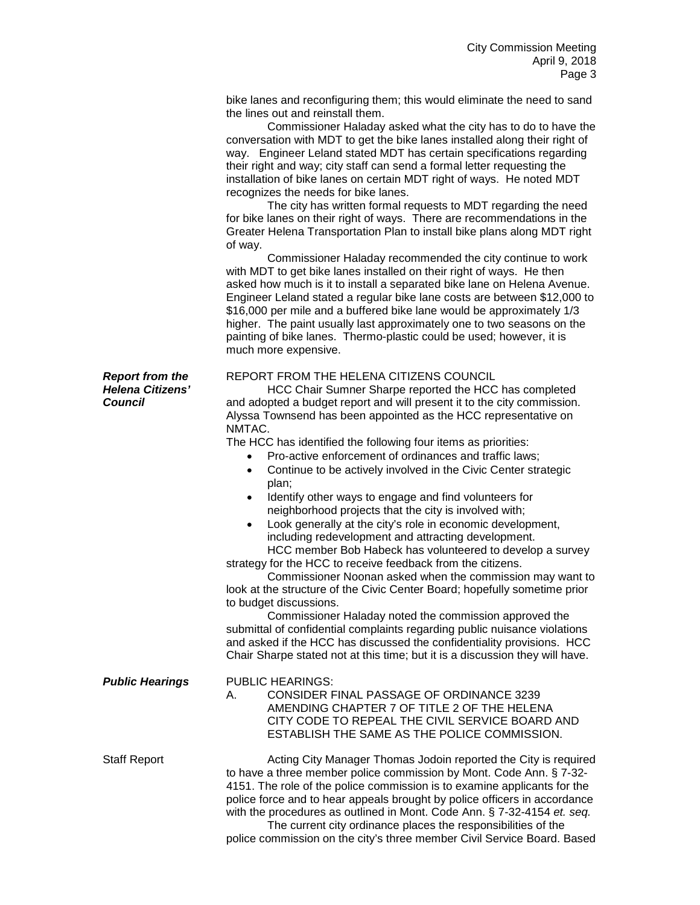bike lanes and reconfiguring them; this would eliminate the need to sand the lines out and reinstall them.

Commissioner Haladay asked what the city has to do to have the conversation with MDT to get the bike lanes installed along their right of way. Engineer Leland stated MDT has certain specifications regarding their right and way; city staff can send a formal letter requesting the installation of bike lanes on certain MDT right of ways. He noted MDT recognizes the needs for bike lanes.

The city has written formal requests to MDT regarding the need for bike lanes on their right of ways. There are recommendations in the Greater Helena Transportation Plan to install bike plans along MDT right of way.

Commissioner Haladay recommended the city continue to work with MDT to get bike lanes installed on their right of ways. He then asked how much is it to install a separated bike lane on Helena Avenue. Engineer Leland stated a regular bike lane costs are between $12,000 to $16,000 per mile and a buffered bike lane would be approximately 1/3 higher. The paint usually last approximately one to two seasons on the painting of bike lanes. Thermo-plastic could be used; however, it is much more expensive.

***Report from the Helena Citizens' Council***

REPORT FROM THE HELENA CITIZENS COUNCIL

HCC Chair Sumner Sharpe reported the HCC has completed and adopted a budget report and will present it to the city commission. Alyssa Townsend has been appointed as the HCC representative on NMTAC.

The HCC has identified the following four items as priorities:

- Pro-active enforcement of ordinances and traffic laws;
- Continue to be actively involved in the Civic Center strategic plan;
- Identify other ways to engage and find volunteers for neighborhood projects that the city is involved with;
- Look generally at the city's role in economic development, including redevelopment and attracting development.

HCC member Bob Habeck has volunteered to develop a survey strategy for the HCC to receive feedback from the citizens.

Commissioner Noonan asked when the commission may want to look at the structure of the Civic Center Board; hopefully sometime prior to budget discussions.

Commissioner Haladay noted the commission approved the submittal of confidential complaints regarding public nuisance violations and asked if the HCC has discussed the confidentiality provisions. HCC Chair Sharpe stated not at this time; but it is a discussion they will have.

***Public Hearings***

PUBLIC HEARINGS:

A. CONSIDER FINAL PASSAGE OF ORDINANCE 3239 AMENDING CHAPTER 7 OF TITLE 2 OF THE HELENA CITY CODE TO REPEAL THE CIVIL SERVICE BOARD AND ESTABLISH THE SAME AS THE POLICE COMMISSION.

Staff Report

Acting City Manager Thomas Jodoin reported the City is required to have a three member police commission by Mont. Code Ann. § 7-32-4151. The role of the police commission is to examine applicants for the police force and to hear appeals brought by police officers in accordance with the procedures as outlined in Mont. Code Ann. § 7-32-4154 *et. seq.*

The current city ordinance places the responsibilities of the police commission on the city's three member Civil Service Board. Based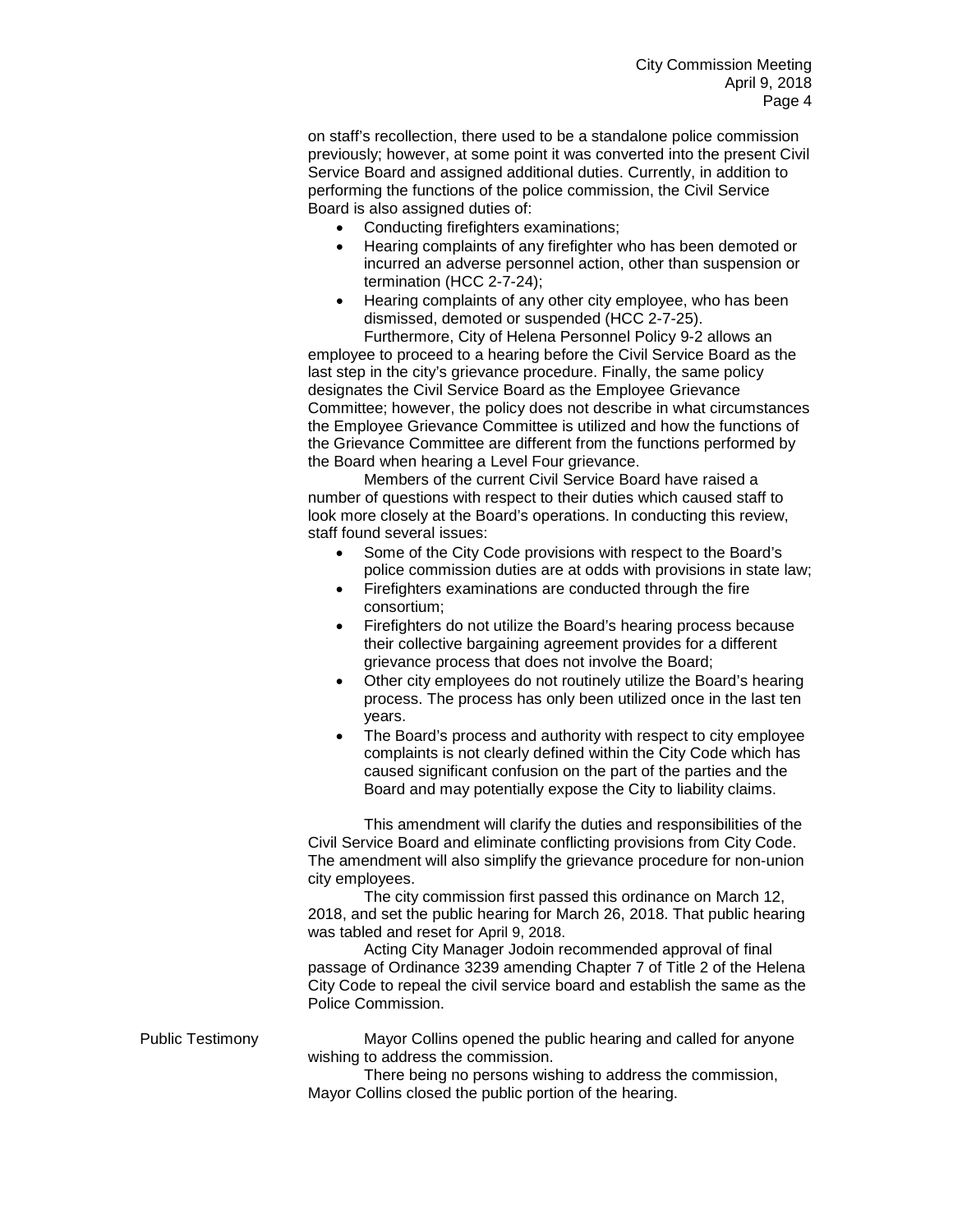on staff's recollection, there used to be a standalone police commission previously; however, at some point it was converted into the present Civil Service Board and assigned additional duties. Currently, in addition to performing the functions of the police commission, the Civil Service Board is also assigned duties of:

- Conducting firefighters examinations;
- Hearing complaints of any firefighter who has been demoted or incurred an adverse personnel action, other than suspension or termination (HCC 2-7-24);
- Hearing complaints of any other city employee, who has been dismissed, demoted or suspended (HCC 2-7-25).

Furthermore, City of Helena Personnel Policy 9-2 allows an employee to proceed to a hearing before the Civil Service Board as the last step in the city's grievance procedure. Finally, the same policy designates the Civil Service Board as the Employee Grievance Committee; however, the policy does not describe in what circumstances the Employee Grievance Committee is utilized and how the functions of the Grievance Committee are different from the functions performed by the Board when hearing a Level Four grievance.

Members of the current Civil Service Board have raised a number of questions with respect to their duties which caused staff to look more closely at the Board's operations. In conducting this review, staff found several issues:

- Some of the City Code provisions with respect to the Board's police commission duties are at odds with provisions in state law;
- Firefighters examinations are conducted through the fire consortium;
- Firefighters do not utilize the Board's hearing process because their collective bargaining agreement provides for a different grievance process that does not involve the Board;
- Other city employees do not routinely utilize the Board's hearing process. The process has only been utilized once in the last ten years.
- The Board's process and authority with respect to city employee complaints is not clearly defined within the City Code which has caused significant confusion on the part of the parties and the Board and may potentially expose the City to liability claims.

This amendment will clarify the duties and responsibilities of the Civil Service Board and eliminate conflicting provisions from City Code. The amendment will also simplify the grievance procedure for non-union city employees.

The city commission first passed this ordinance on March 12, 2018, and set the public hearing for March 26, 2018. That public hearing was tabled and reset for April 9, 2018.

Acting City Manager Jodoin recommended approval of final passage of Ordinance 3239 amending Chapter 7 of Title 2 of the Helena City Code to repeal the civil service board and establish the same as the Police Commission.

Public Testimony

Mayor Collins opened the public hearing and called for anyone wishing to address the commission.

There being no persons wishing to address the commission, Mayor Collins closed the public portion of the hearing.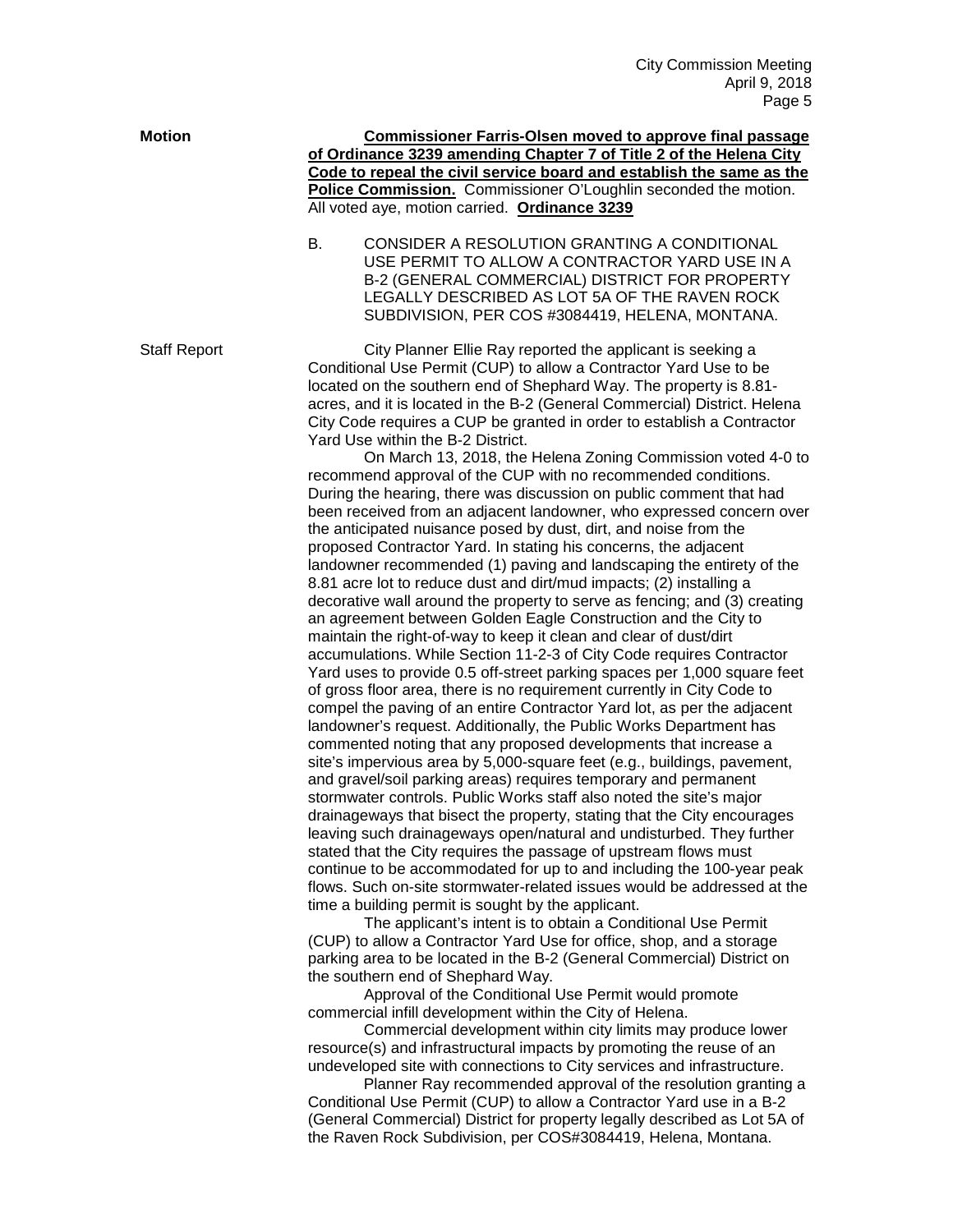**Motion** **Commissioner Farris-Olsen moved to approve final passage of Ordinance 3239 amending Chapter 7 of Title 2 of the Helena City Code to repeal the civil service board and establish the same as the Police Commission.** Commissioner O'Loughlin seconded the motion. All voted aye, motion carried. **Ordinance 3239**

B. CONSIDER A RESOLUTION GRANTING A CONDITIONAL USE PERMIT TO ALLOW A CONTRACTOR YARD USE IN A B-2 (GENERAL COMMERCIAL) DISTRICT FOR PROPERTY LEGALLY DESCRIBED AS LOT 5A OF THE RAVEN ROCK SUBDIVISION, PER COS #3084419, HELENA, MONTANA.

Staff Report City Planner Ellie Ray reported the applicant is seeking a Conditional Use Permit (CUP) to allow a Contractor Yard Use to be located on the southern end of Shephard Way. The property is 8.81-acres, and it is located in the B-2 (General Commercial) District. Helena City Code requires a CUP be granted in order to establish a Contractor Yard Use within the B-2 District.

On March 13, 2018, the Helena Zoning Commission voted 4-0 to recommend approval of the CUP with no recommended conditions. During the hearing, there was discussion on public comment that had been received from an adjacent landowner, who expressed concern over the anticipated nuisance posed by dust, dirt, and noise from the proposed Contractor Yard. In stating his concerns, the adjacent landowner recommended (1) paving and landscaping the entirety of the 8.81 acre lot to reduce dust and dirt/mud impacts; (2) installing a decorative wall around the property to serve as fencing; and (3) creating an agreement between Golden Eagle Construction and the City to maintain the right-of-way to keep it clean and clear of dust/dirt accumulations. While Section 11-2-3 of City Code requires Contractor Yard uses to provide 0.5 off-street parking spaces per 1,000 square feet of gross floor area, there is no requirement currently in City Code to compel the paving of an entire Contractor Yard lot, as per the adjacent landowner's request. Additionally, the Public Works Department has commented noting that any proposed developments that increase a site's impervious area by 5,000-square feet (e.g., buildings, pavement, and gravel/soil parking areas) requires temporary and permanent stormwater controls. Public Works staff also noted the site's major drainageways that bisect the property, stating that the City encourages leaving such drainageways open/natural and undisturbed. They further stated that the City requires the passage of upstream flows must continue to be accommodated for up to and including the 100-year peak flows. Such on-site stormwater-related issues would be addressed at the time a building permit is sought by the applicant.

The applicant's intent is to obtain a Conditional Use Permit (CUP) to allow a Contractor Yard Use for office, shop, and a storage parking area to be located in the B-2 (General Commercial) District on the southern end of Shephard Way.

Approval of the Conditional Use Permit would promote commercial infill development within the City of Helena.

Commercial development within city limits may produce lower resource(s) and infrastructural impacts by promoting the reuse of an undeveloped site with connections to City services and infrastructure.

Planner Ray recommended approval of the resolution granting a Conditional Use Permit (CUP) to allow a Contractor Yard use in a B-2 (General Commercial) District for property legally described as Lot 5A of the Raven Rock Subdivision, per COS#3084419, Helena, Montana.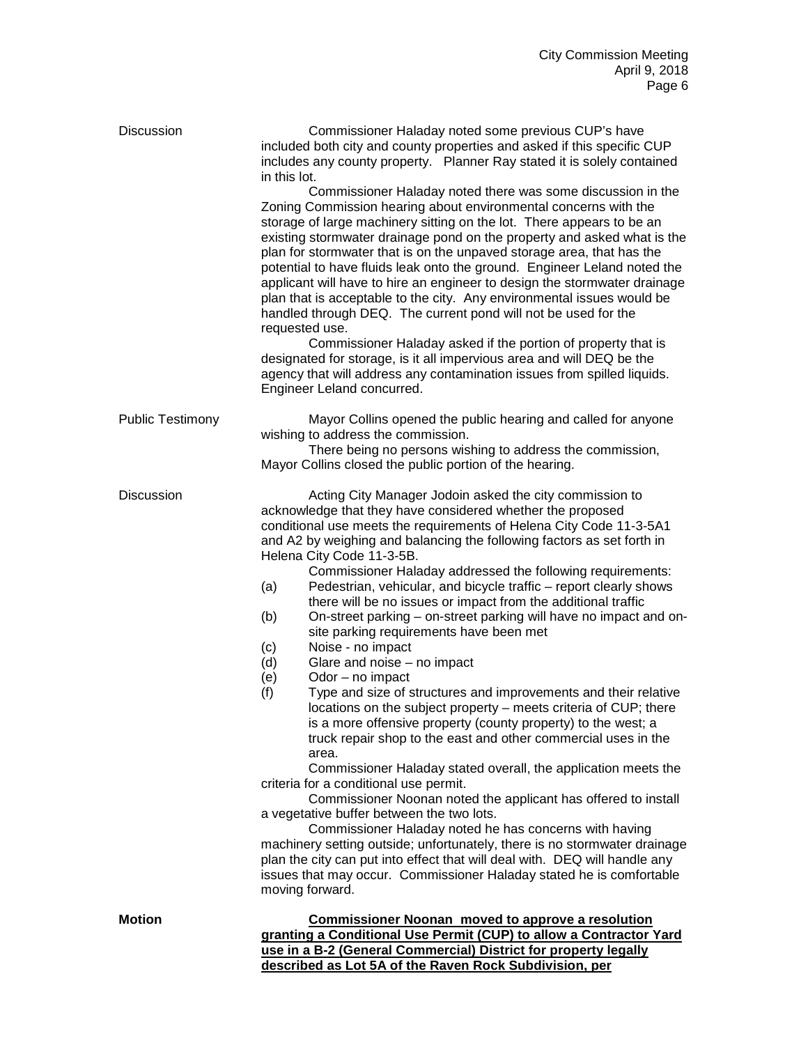**Discussion**

Commissioner Haladay noted some previous CUP's have included both city and county properties and asked if this specific CUP includes any county property. Planner Ray stated it is solely contained in this lot.

Commissioner Haladay noted there was some discussion in the Zoning Commission hearing about environmental concerns with the storage of large machinery sitting on the lot. There appears to be an existing stormwater drainage pond on the property and asked what is the plan for stormwater that is on the unpaved storage area, that has the potential to have fluids leak onto the ground. Engineer Leland noted the applicant will have to hire an engineer to design the stormwater drainage plan that is acceptable to the city. Any environmental issues would be handled through DEQ. The current pond will not be used for the requested use.

Commissioner Haladay asked if the portion of property that is designated for storage, is it all impervious area and will DEQ be the agency that will address any contamination issues from spilled liquids. Engineer Leland concurred.

**Public Testimony**

Mayor Collins opened the public hearing and called for anyone wishing to address the commission.

There being no persons wishing to address the commission, Mayor Collins closed the public portion of the hearing.

**Discussion**

Acting City Manager Jodoin asked the city commission to acknowledge that they have considered whether the proposed conditional use meets the requirements of Helena City Code 11-3-5A1 and A2 by weighing and balancing the following factors as set forth in Helena City Code 11-3-5B.

Commissioner Haladay addressed the following requirements:

(a) Pedestrian, vehicular, and bicycle traffic – report clearly shows there will be no issues or impact from the additional traffic
(b) On-street parking – on-street parking will have no impact and on-site parking requirements have been met
(c) Noise - no impact
(d) Glare and noise – no impact
(e) Odor – no impact
(f) Type and size of structures and improvements and their relative locations on the subject property – meets criteria of CUP; there is a more offensive property (county property) to the west; a truck repair shop to the east and other commercial uses in the area.

Commissioner Haladay stated overall, the application meets the criteria for a conditional use permit.

Commissioner Noonan noted the applicant has offered to install a vegetative buffer between the two lots.

Commissioner Haladay noted he has concerns with having machinery setting outside; unfortunately, there is no stormwater drainage plan the city can put into effect that will deal with. DEQ will handle any issues that may occur. Commissioner Haladay stated he is comfortable moving forward.

**Motion**

**Commissioner Noonan moved to approve a resolution granting a Conditional Use Permit (CUP) to allow a Contractor Yard use in a B-2 (General Commercial) District for property legally described as Lot 5A of the Raven Rock Subdivision, per**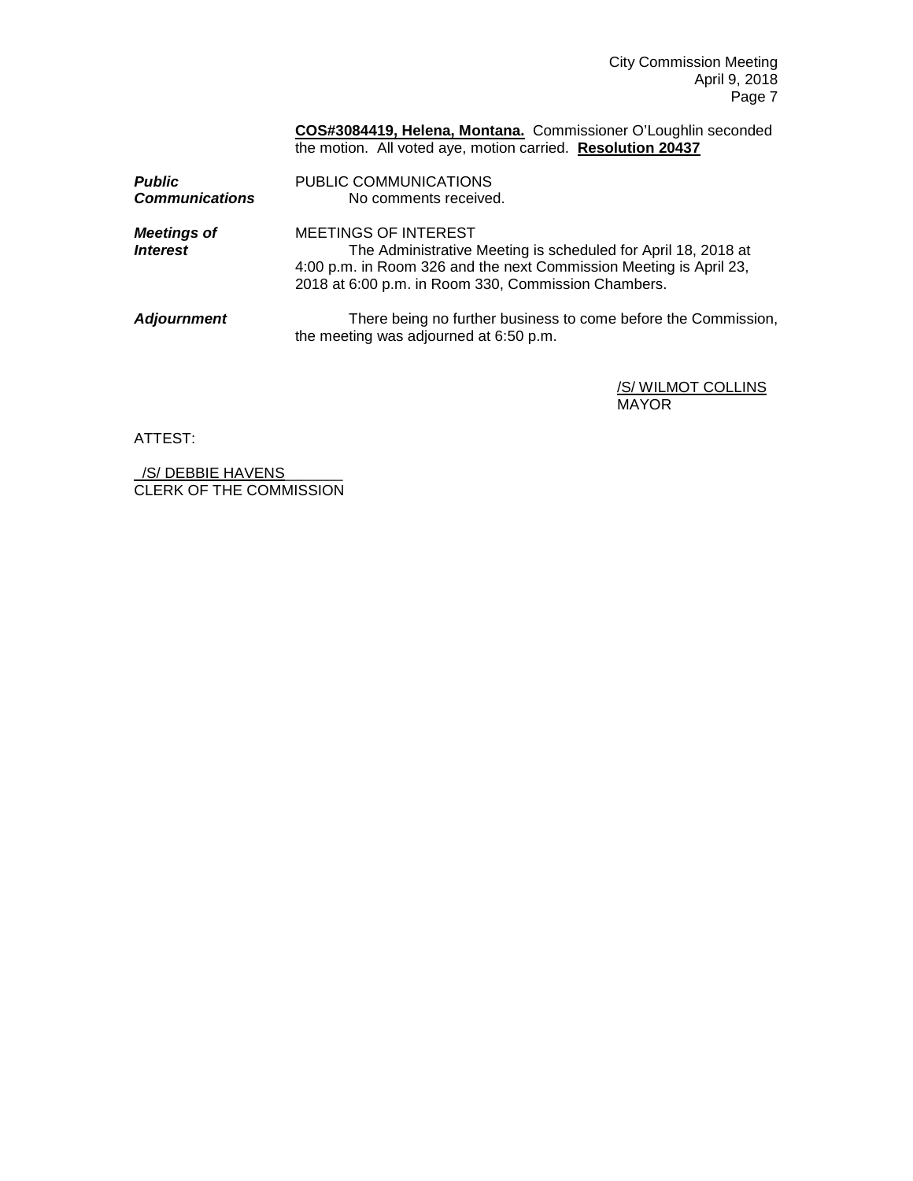**COS#3084419, Helena, Montana.** Commissioner O'Loughlin seconded the motion. All voted aye, motion carried. **Resolution 20437**

***Public Communications***

PUBLIC COMMUNICATIONS

No comments received.

***Meetings of Interest***

MEETINGS OF INTEREST

The Administrative Meeting is scheduled for April 18, 2018 at 4:00 p.m. in Room 326 and the next Commission Meeting is April 23, 2018 at 6:00 p.m. in Room 330, Commission Chambers.

***Adjournment***

There being no further business to come before the Commission, the meeting was adjourned at 6:50 p.m.

/S/ WILMOT COLLINS
MAYOR

ATTEST:

/S/ DEBBIE HAVENS
CLERK OF THE COMMISSION